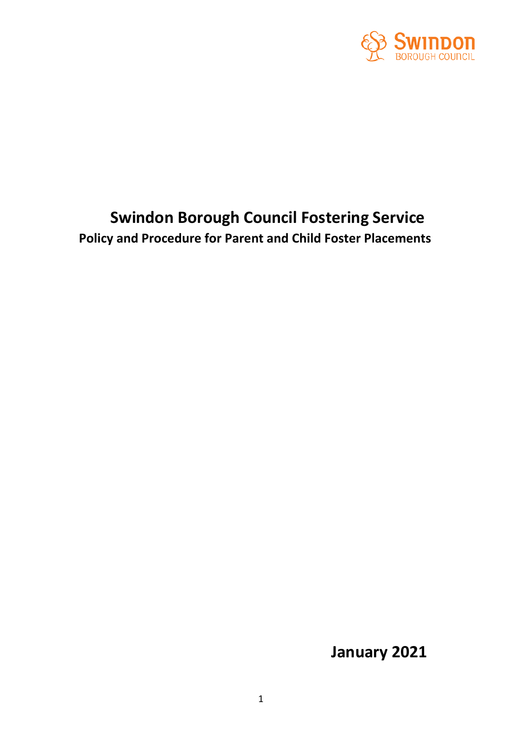# Swindon Borough Council Fostering Service

## Policy and Procedure for Parent and Child Foster Placements

**January 2021**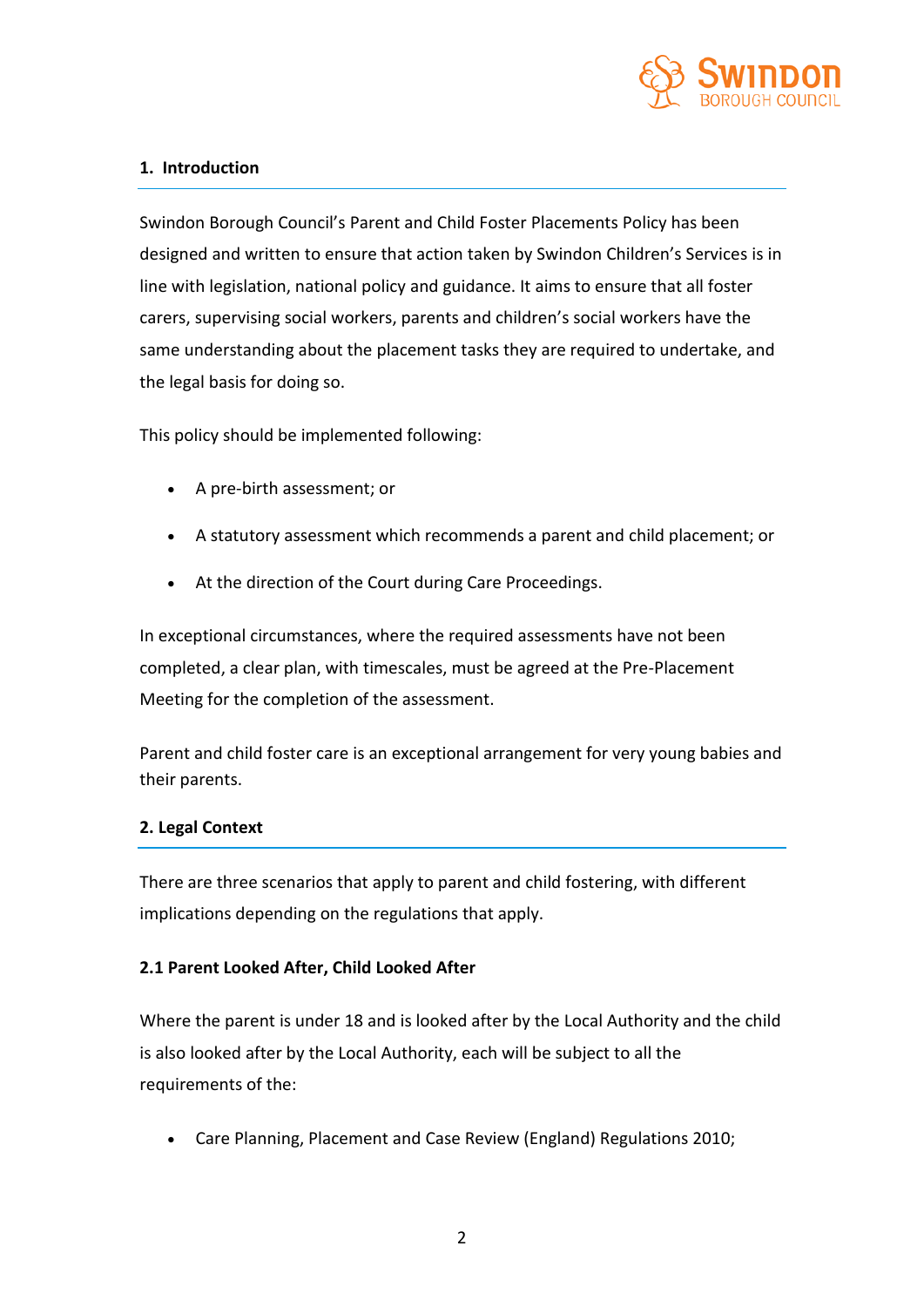## 1. Introduction

Swindon Borough Council's Parent and Child Foster Placements Policy has been designed and written to ensure that action taken by Swindon Children's Services is in line with legislation, national policy and guidance. It aims to ensure that all foster carers, supervising social workers, parents and children's social workers have the same understanding about the placement tasks they are required to undertake, and the legal basis for doing so.

This policy should be implemented following:

- A pre-birth assessment; or
- A statutory assessment which recommends a parent and child placement; or
- At the direction of the Court during Care Proceedings.

In exceptional circumstances, where the required assessments have not been completed, a clear plan, with timescales, must be agreed at the Pre-Placement Meeting for the completion of the assessment.

Parent and child foster care is an exceptional arrangement for very young babies and their parents.

## 2. Legal Context

There are three scenarios that apply to parent and child fostering, with different implications depending on the regulations that apply.

### 2.1 Parent Looked After, Child Looked After

Where the parent is under 18 and is looked after by the Local Authority and the child is also looked after by the Local Authority, each will be subject to all the requirements of the:

- Care Planning, Placement and Case Review (England) Regulations 2010;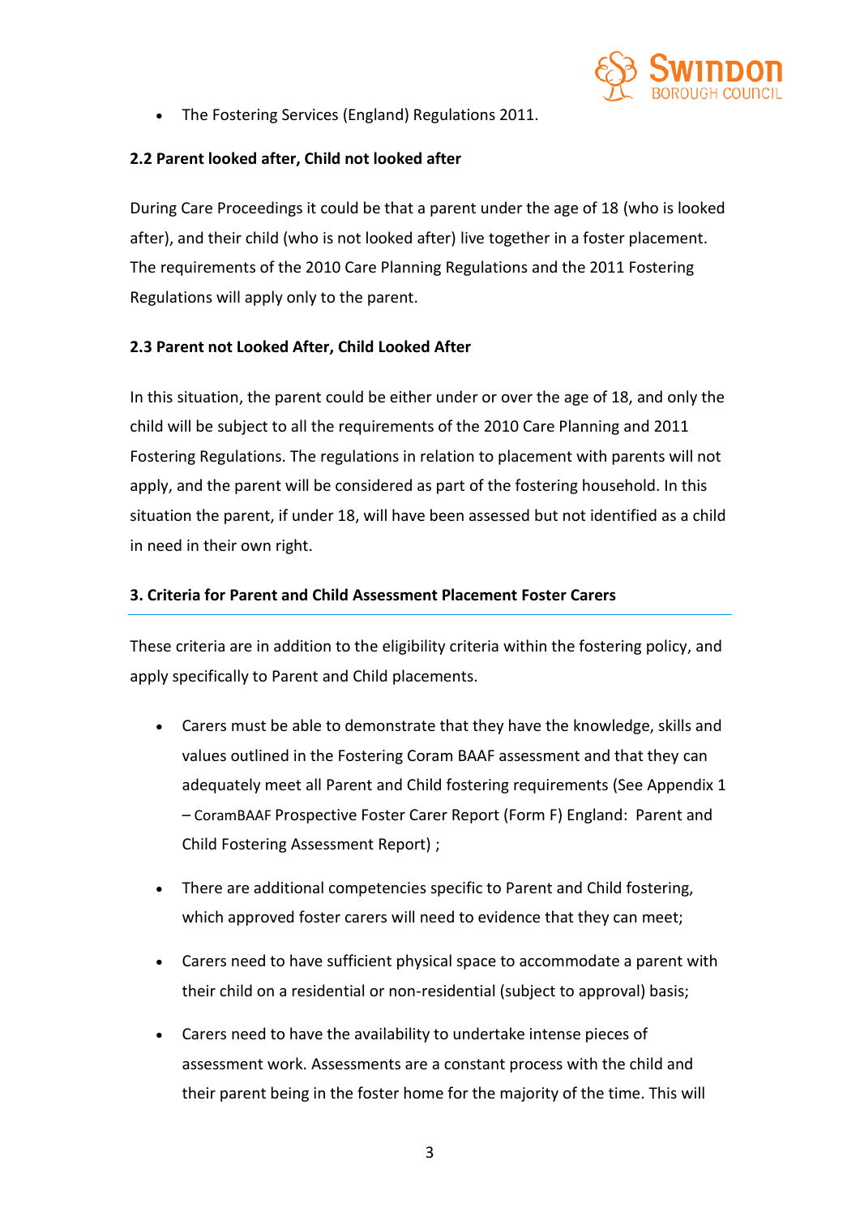- The Fostering Services (England) Regulations 2011.

### 2.2 Parent looked after, Child not looked after

During Care Proceedings it could be that a parent under the age of 18 (who is looked after), and their child (who is not looked after) live together in a foster placement. The requirements of the 2010 Care Planning Regulations and the 2011 Fostering Regulations will apply only to the parent.

### 2.3 Parent not Looked After, Child Looked After

In this situation, the parent could be either under or over the age of 18, and only the child will be subject to all the requirements of the 2010 Care Planning and 2011 Fostering Regulations. The regulations in relation to placement with parents will not apply, and the parent will be considered as part of the fostering household. In this situation the parent, if under 18, will have been assessed but not identified as a child in need in their own right.

## 3. Criteria for Parent and Child Assessment Placement Foster Carers

These criteria are in addition to the eligibility criteria within the fostering policy, and apply specifically to Parent and Child placements.

- Carers must be able to demonstrate that they have the knowledge, skills and values outlined in the Fostering Coram BAAF assessment and that they can adequately meet all Parent and Child fostering requirements (See Appendix 1 – CoramBAAF Prospective Foster Carer Report (Form F) England: Parent and Child Fostering Assessment Report) ;
- There are additional competencies specific to Parent and Child fostering, which approved foster carers will need to evidence that they can meet;
- Carers need to have sufficient physical space to accommodate a parent with their child on a residential or non-residential (subject to approval) basis;
- Carers need to have the availability to undertake intense pieces of assessment work. Assessments are a constant process with the child and their parent being in the foster home for the majority of the time. This will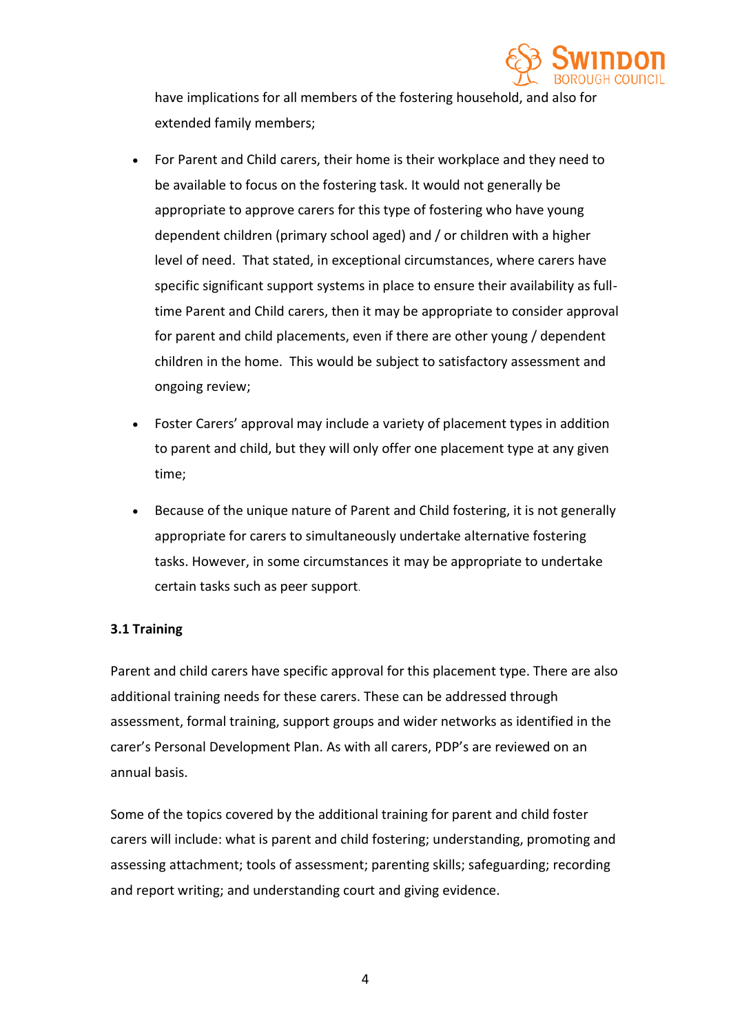have implications for all members of the fostering household, and also for extended family members;

- For Parent and Child carers, their home is their workplace and they need to be available to focus on the fostering task. It would not generally be appropriate to approve carers for this type of fostering who have young dependent children (primary school aged) and / or children with a higher level of need. That stated, in exceptional circumstances, where carers have specific significant support systems in place to ensure their availability as full-time Parent and Child carers, then it may be appropriate to consider approval for parent and child placements, even if there are other young / dependent children in the home. This would be subject to satisfactory assessment and ongoing review;

- Foster Carers' approval may include a variety of placement types in addition to parent and child, but they will only offer one placement type at any given time;

- Because of the unique nature of Parent and Child fostering, it is not generally appropriate for carers to simultaneously undertake alternative fostering tasks. However, in some circumstances it may be appropriate to undertake certain tasks such as peer support.

**3.1 Training**

Parent and child carers have specific approval for this placement type. There are also additional training needs for these carers. These can be addressed through assessment, formal training, support groups and wider networks as identified in the carer's Personal Development Plan. As with all carers, PDP's are reviewed on an annual basis.

Some of the topics covered by the additional training for parent and child foster carers will include: what is parent and child fostering; understanding, promoting and assessing attachment; tools of assessment; parenting skills; safeguarding; recording and report writing; and understanding court and giving evidence.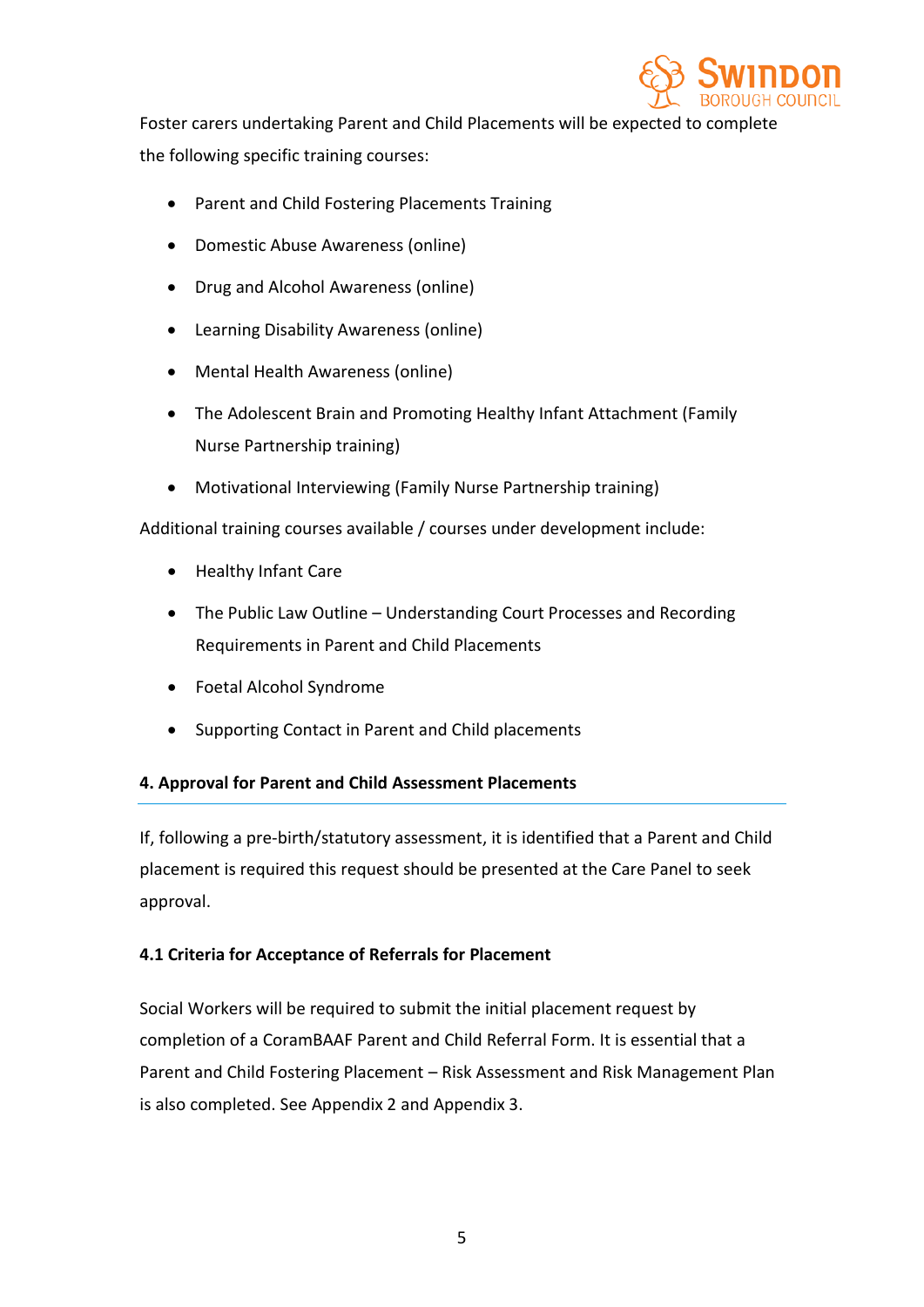Foster carers undertaking Parent and Child Placements will be expected to complete the following specific training courses:

- Parent and Child Fostering Placements Training
- Domestic Abuse Awareness (online)
- Drug and Alcohol Awareness (online)
- Learning Disability Awareness (online)
- Mental Health Awareness (online)
- The Adolescent Brain and Promoting Healthy Infant Attachment (Family Nurse Partnership training)
- Motivational Interviewing (Family Nurse Partnership training)

Additional training courses available / courses under development include:

- Healthy Infant Care
- The Public Law Outline – Understanding Court Processes and Recording Requirements in Parent and Child Placements
- Foetal Alcohol Syndrome
- Supporting Contact in Parent and Child placements

## 4. Approval for Parent and Child Assessment Placements

If, following a pre-birth/statutory assessment, it is identified that a Parent and Child placement is required this request should be presented at the Care Panel to seek approval.

### 4.1 Criteria for Acceptance of Referrals for Placement

Social Workers will be required to submit the initial placement request by completion of a CoramBAAF Parent and Child Referral Form. It is essential that a Parent and Child Fostering Placement – Risk Assessment and Risk Management Plan is also completed. See Appendix 2 and Appendix 3.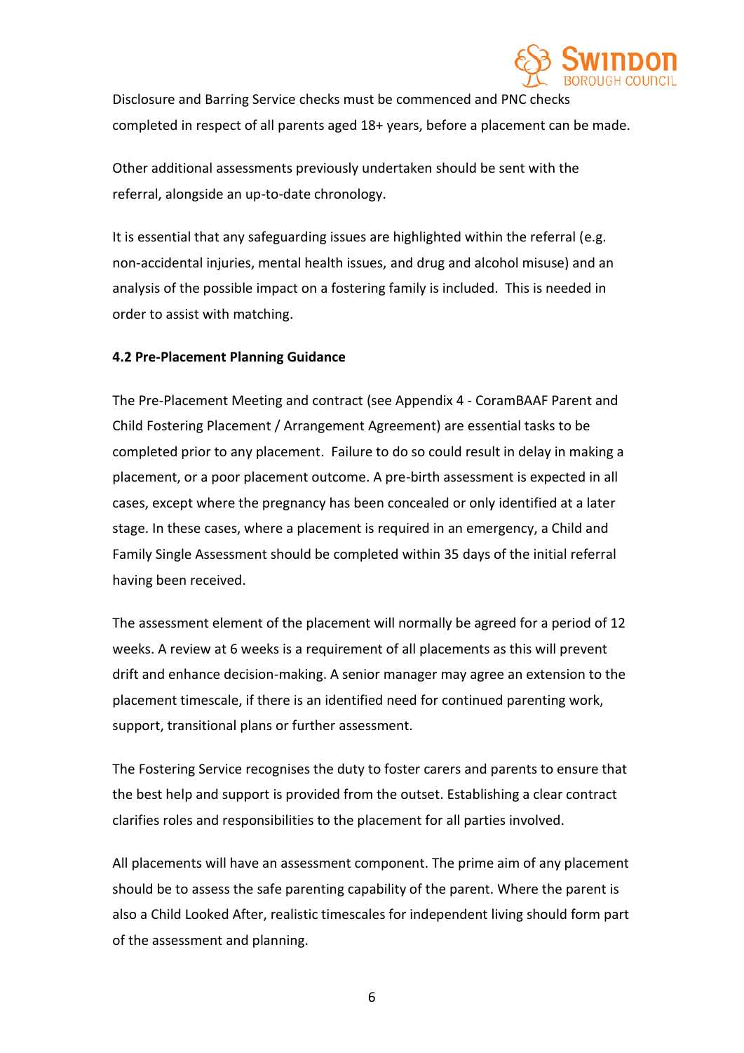Disclosure and Barring Service checks must be commenced and PNC checks completed in respect of all parents aged 18+ years, before a placement can be made.

Other additional assessments previously undertaken should be sent with the referral, alongside an up-to-date chronology.

It is essential that any safeguarding issues are highlighted within the referral (e.g. non-accidental injuries, mental health issues, and drug and alcohol misuse) and an analysis of the possible impact on a fostering family is included. This is needed in order to assist with matching.

**4.2 Pre-Placement Planning Guidance**

The Pre-Placement Meeting and contract (see Appendix 4 - CoramBAAF Parent and Child Fostering Placement / Arrangement Agreement) are essential tasks to be completed prior to any placement. Failure to do so could result in delay in making a placement, or a poor placement outcome. A pre-birth assessment is expected in all cases, except where the pregnancy has been concealed or only identified at a later stage. In these cases, where a placement is required in an emergency, a Child and Family Single Assessment should be completed within 35 days of the initial referral having been received.

The assessment element of the placement will normally be agreed for a period of 12 weeks. A review at 6 weeks is a requirement of all placements as this will prevent drift and enhance decision-making. A senior manager may agree an extension to the placement timescale, if there is an identified need for continued parenting work, support, transitional plans or further assessment.

The Fostering Service recognises the duty to foster carers and parents to ensure that the best help and support is provided from the outset. Establishing a clear contract clarifies roles and responsibilities to the placement for all parties involved.

All placements will have an assessment component. The prime aim of any placement should be to assess the safe parenting capability of the parent. Where the parent is also a Child Looked After, realistic timescales for independent living should form part of the assessment and planning.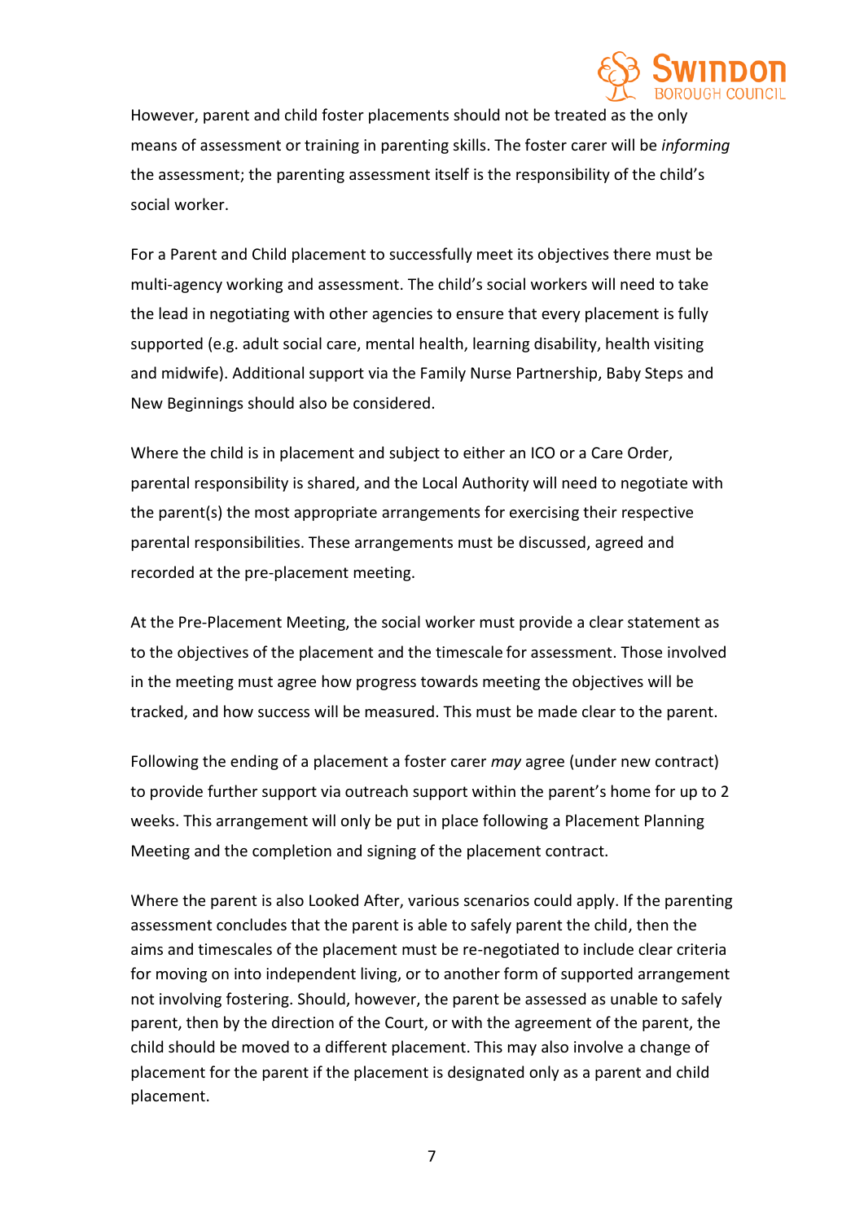However, parent and child foster placements should not be treated as the only means of assessment or training in parenting skills. The foster carer will be *informing* the assessment; the parenting assessment itself is the responsibility of the child's social worker.

For a Parent and Child placement to successfully meet its objectives there must be multi-agency working and assessment. The child's social workers will need to take the lead in negotiating with other agencies to ensure that every placement is fully supported (e.g. adult social care, mental health, learning disability, health visiting and midwife). Additional support via the Family Nurse Partnership, Baby Steps and New Beginnings should also be considered.

Where the child is in placement and subject to either an ICO or a Care Order, parental responsibility is shared, and the Local Authority will need to negotiate with the parent(s) the most appropriate arrangements for exercising their respective parental responsibilities. These arrangements must be discussed, agreed and recorded at the pre-placement meeting.

At the Pre-Placement Meeting, the social worker must provide a clear statement as to the objectives of the placement and the timescale for assessment. Those involved in the meeting must agree how progress towards meeting the objectives will be tracked, and how success will be measured. This must be made clear to the parent.

Following the ending of a placement a foster carer *may* agree (under new contract) to provide further support via outreach support within the parent's home for up to 2 weeks. This arrangement will only be put in place following a Placement Planning Meeting and the completion and signing of the placement contract.

Where the parent is also Looked After, various scenarios could apply. If the parenting assessment concludes that the parent is able to safely parent the child, then the aims and timescales of the placement must be re-negotiated to include clear criteria for moving on into independent living, or to another form of supported arrangement not involving fostering. Should, however, the parent be assessed as unable to safely parent, then by the direction of the Court, or with the agreement of the parent, the child should be moved to a different placement. This may also involve a change of placement for the parent if the placement is designated only as a parent and child placement.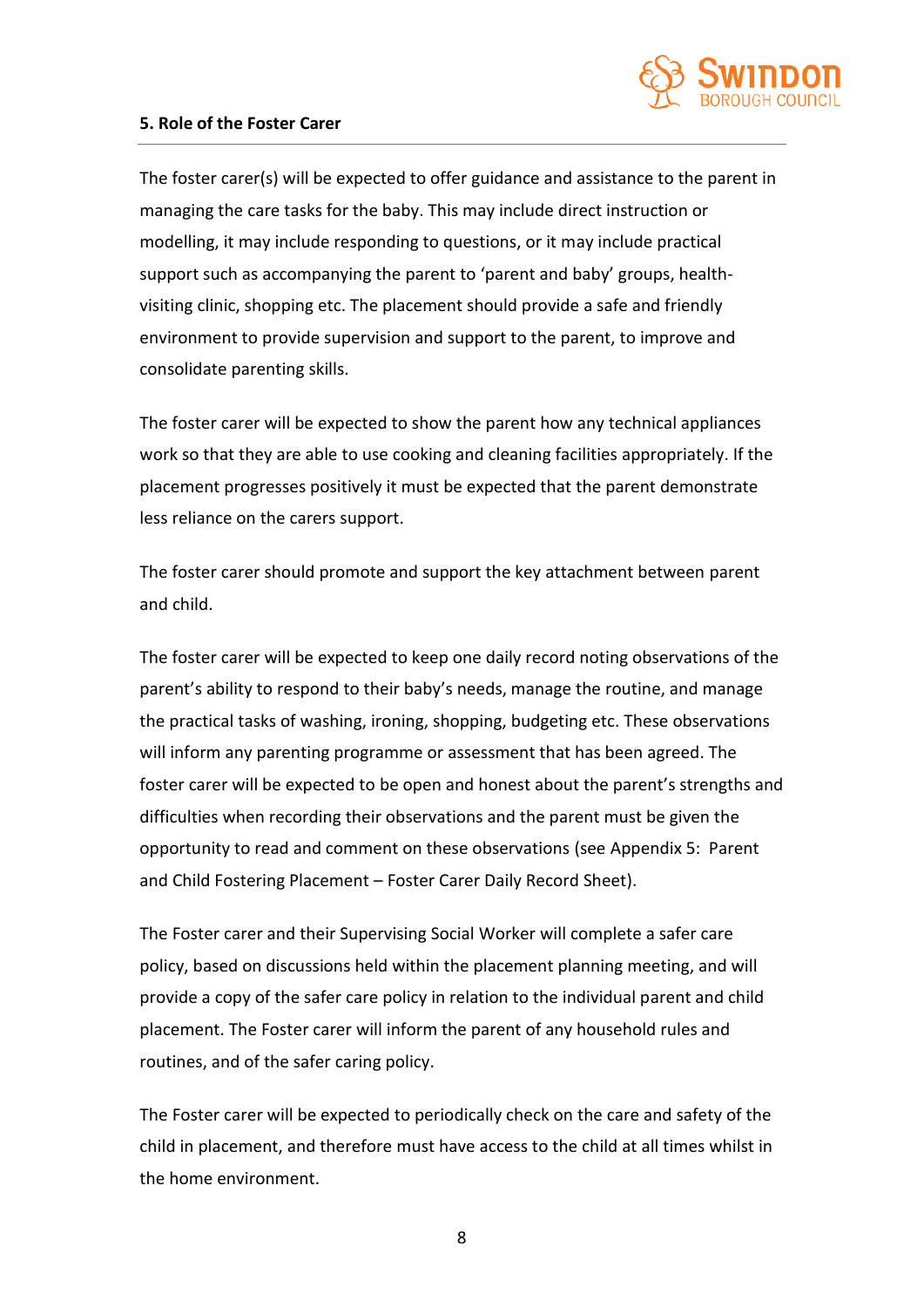**5. Role of the Foster Carer**

The foster carer(s) will be expected to offer guidance and assistance to the parent in managing the care tasks for the baby. This may include direct instruction or modelling, it may include responding to questions, or it may include practical support such as accompanying the parent to 'parent and baby' groups, health-visiting clinic, shopping etc. The placement should provide a safe and friendly environment to provide supervision and support to the parent, to improve and consolidate parenting skills.

The foster carer will be expected to show the parent how any technical appliances work so that they are able to use cooking and cleaning facilities appropriately. If the placement progresses positively it must be expected that the parent demonstrate less reliance on the carers support.

The foster carer should promote and support the key attachment between parent and child.

The foster carer will be expected to keep one daily record noting observations of the parent's ability to respond to their baby's needs, manage the routine, and manage the practical tasks of washing, ironing, shopping, budgeting etc. These observations will inform any parenting programme or assessment that has been agreed. The foster carer will be expected to be open and honest about the parent's strengths and difficulties when recording their observations and the parent must be given the opportunity to read and comment on these observations (see Appendix 5: Parent and Child Fostering Placement – Foster Carer Daily Record Sheet).

The Foster carer and their Supervising Social Worker will complete a safer care policy, based on discussions held within the placement planning meeting, and will provide a copy of the safer care policy in relation to the individual parent and child placement. The Foster carer will inform the parent of any household rules and routines, and of the safer caring policy.

The Foster carer will be expected to periodically check on the care and safety of the child in placement, and therefore must have access to the child at all times whilst in the home environment.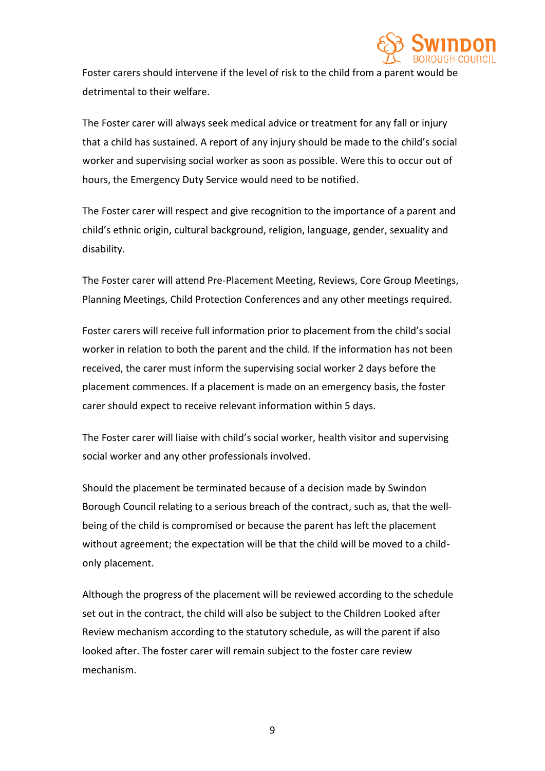Foster carers should intervene if the level of risk to the child from a parent would be detrimental to their welfare.

The Foster carer will always seek medical advice or treatment for any fall or injury that a child has sustained. A report of any injury should be made to the child's social worker and supervising social worker as soon as possible. Were this to occur out of hours, the Emergency Duty Service would need to be notified.

The Foster carer will respect and give recognition to the importance of a parent and child's ethnic origin, cultural background, religion, language, gender, sexuality and disability.

The Foster carer will attend Pre-Placement Meeting, Reviews, Core Group Meetings, Planning Meetings, Child Protection Conferences and any other meetings required.

Foster carers will receive full information prior to placement from the child's social worker in relation to both the parent and the child. If the information has not been received, the carer must inform the supervising social worker 2 days before the placement commences. If a placement is made on an emergency basis, the foster carer should expect to receive relevant information within 5 days.

The Foster carer will liaise with child's social worker, health visitor and supervising social worker and any other professionals involved.

Should the placement be terminated because of a decision made by Swindon Borough Council relating to a serious breach of the contract, such as, that the well-being of the child is compromised or because the parent has left the placement without agreement; the expectation will be that the child will be moved to a child-only placement.

Although the progress of the placement will be reviewed according to the schedule set out in the contract, the child will also be subject to the Children Looked after Review mechanism according to the statutory schedule, as will the parent if also looked after. The foster carer will remain subject to the foster care review mechanism.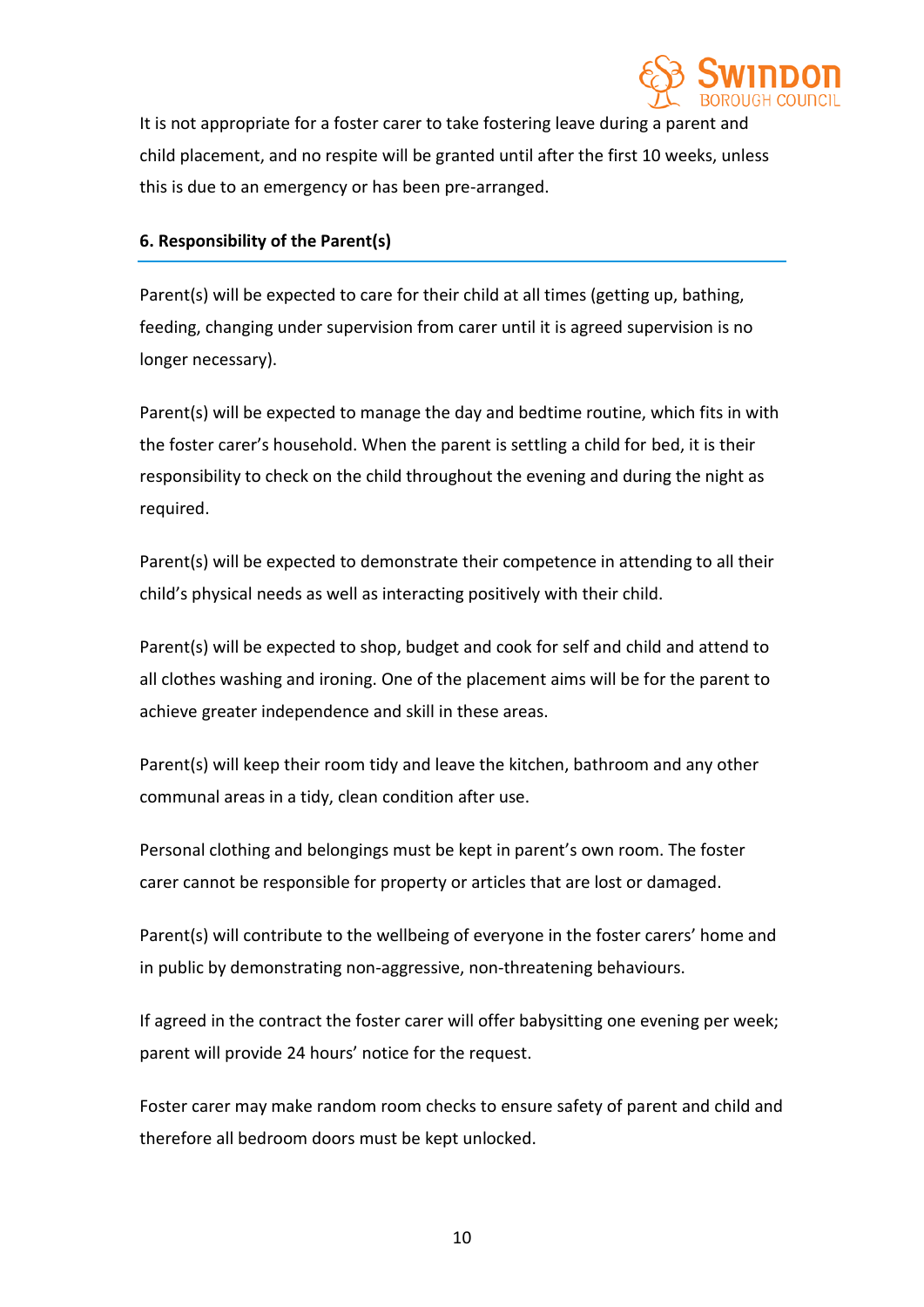It is not appropriate for a foster carer to take fostering leave during a parent and child placement, and no respite will be granted until after the first 10 weeks, unless this is due to an emergency or has been pre-arranged.

## 6. Responsibility of the Parent(s)

Parent(s) will be expected to care for their child at all times (getting up, bathing, feeding, changing under supervision from carer until it is agreed supervision is no longer necessary).

Parent(s) will be expected to manage the day and bedtime routine, which fits in with the foster carer's household. When the parent is settling a child for bed, it is their responsibility to check on the child throughout the evening and during the night as required.

Parent(s) will be expected to demonstrate their competence in attending to all their child's physical needs as well as interacting positively with their child.

Parent(s) will be expected to shop, budget and cook for self and child and attend to all clothes washing and ironing. One of the placement aims will be for the parent to achieve greater independence and skill in these areas.

Parent(s) will keep their room tidy and leave the kitchen, bathroom and any other communal areas in a tidy, clean condition after use.

Personal clothing and belongings must be kept in parent's own room. The foster carer cannot be responsible for property or articles that are lost or damaged.

Parent(s) will contribute to the wellbeing of everyone in the foster carers' home and in public by demonstrating non-aggressive, non-threatening behaviours.

If agreed in the contract the foster carer will offer babysitting one evening per week; parent will provide 24 hours' notice for the request.

Foster carer may make random room checks to ensure safety of parent and child and therefore all bedroom doors must be kept unlocked.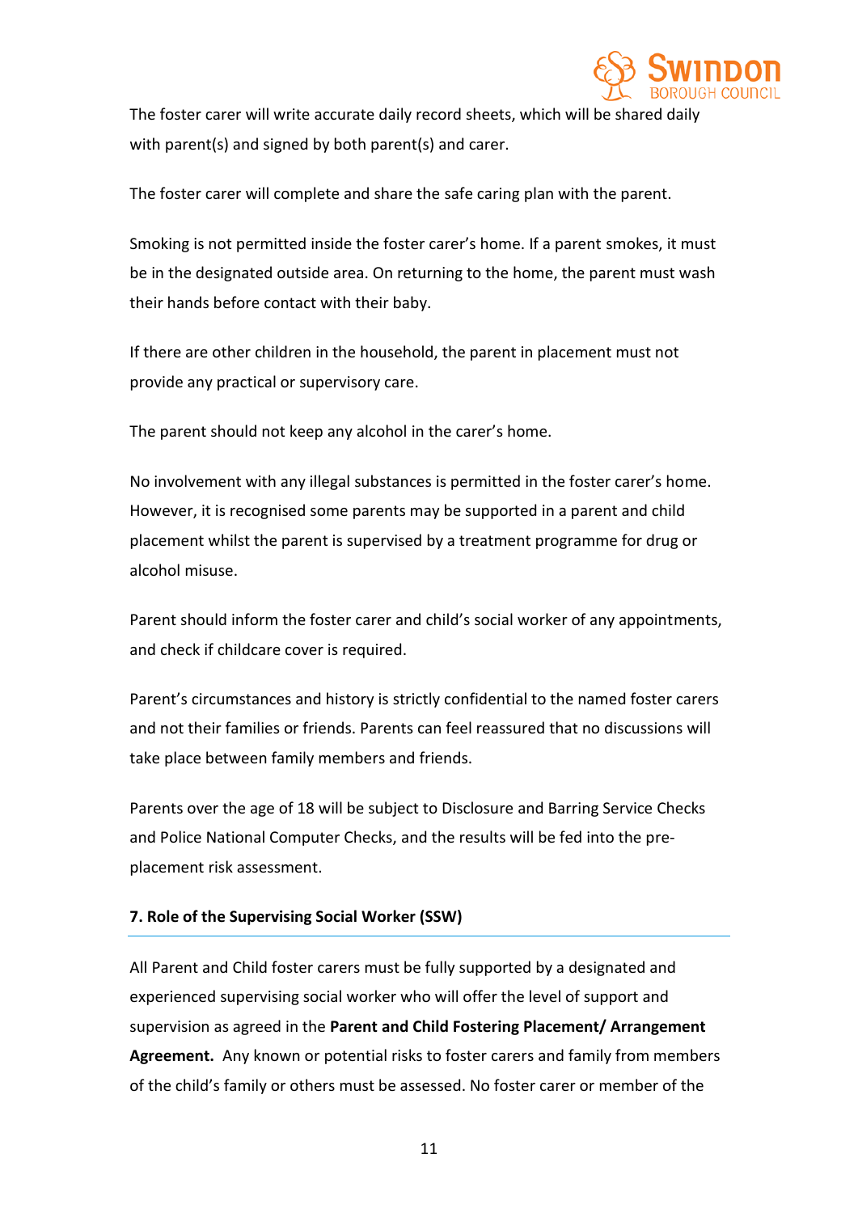The foster carer will write accurate daily record sheets, which will be shared daily with parent(s) and signed by both parent(s) and carer.

The foster carer will complete and share the safe caring plan with the parent.

Smoking is not permitted inside the foster carer's home. If a parent smokes, it must be in the designated outside area. On returning to the home, the parent must wash their hands before contact with their baby.

If there are other children in the household, the parent in placement must not provide any practical or supervisory care.

The parent should not keep any alcohol in the carer's home.

No involvement with any illegal substances is permitted in the foster carer's home. However, it is recognised some parents may be supported in a parent and child placement whilst the parent is supervised by a treatment programme for drug or alcohol misuse.

Parent should inform the foster carer and child's social worker of any appointments, and check if childcare cover is required.

Parent's circumstances and history is strictly confidential to the named foster carers and not their families or friends. Parents can feel reassured that no discussions will take place between family members and friends.

Parents over the age of 18 will be subject to Disclosure and Barring Service Checks and Police National Computer Checks, and the results will be fed into the pre-placement risk assessment.

## 7. Role of the Supervising Social Worker (SSW)

All Parent and Child foster carers must be fully supported by a designated and experienced supervising social worker who will offer the level of support and supervision as agreed in the **Parent and Child Fostering Placement/ Arrangement Agreement.** Any known or potential risks to foster carers and family from members of the child's family or others must be assessed. No foster carer or member of the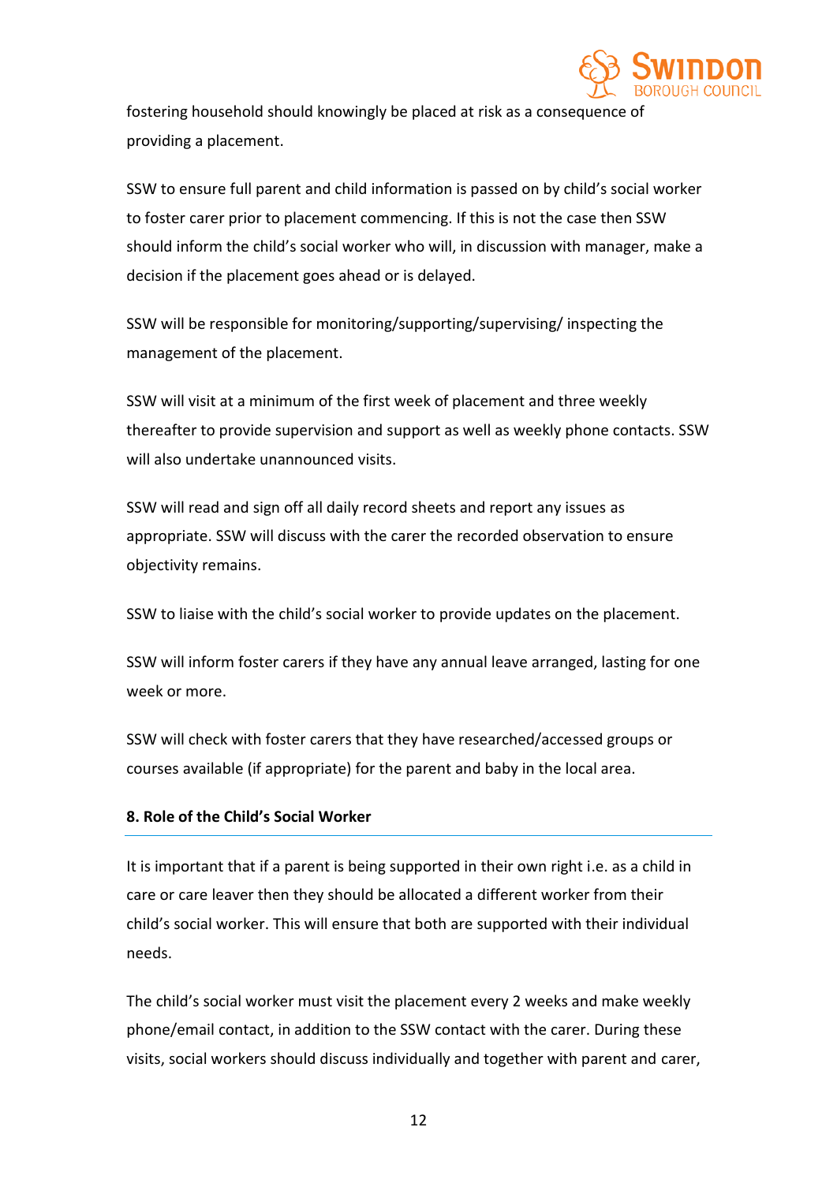fostering household should knowingly be placed at risk as a consequence of providing a placement.

SSW to ensure full parent and child information is passed on by child's social worker to foster carer prior to placement commencing. If this is not the case then SSW should inform the child's social worker who will, in discussion with manager, make a decision if the placement goes ahead or is delayed.

SSW will be responsible for monitoring/supporting/supervising/ inspecting the management of the placement.

SSW will visit at a minimum of the first week of placement and three weekly thereafter to provide supervision and support as well as weekly phone contacts. SSW will also undertake unannounced visits.

SSW will read and sign off all daily record sheets and report any issues as appropriate. SSW will discuss with the carer the recorded observation to ensure objectivity remains.

SSW to liaise with the child's social worker to provide updates on the placement.

SSW will inform foster carers if they have any annual leave arranged, lasting for one week or more.

SSW will check with foster carers that they have researched/accessed groups or courses available (if appropriate) for the parent and baby in the local area.

## 8. Role of the Child's Social Worker

It is important that if a parent is being supported in their own right i.e. as a child in care or care leaver then they should be allocated a different worker from their child's social worker. This will ensure that both are supported with their individual needs.

The child's social worker must visit the placement every 2 weeks and make weekly phone/email contact, in addition to the SSW contact with the carer. During these visits, social workers should discuss individually and together with parent and carer,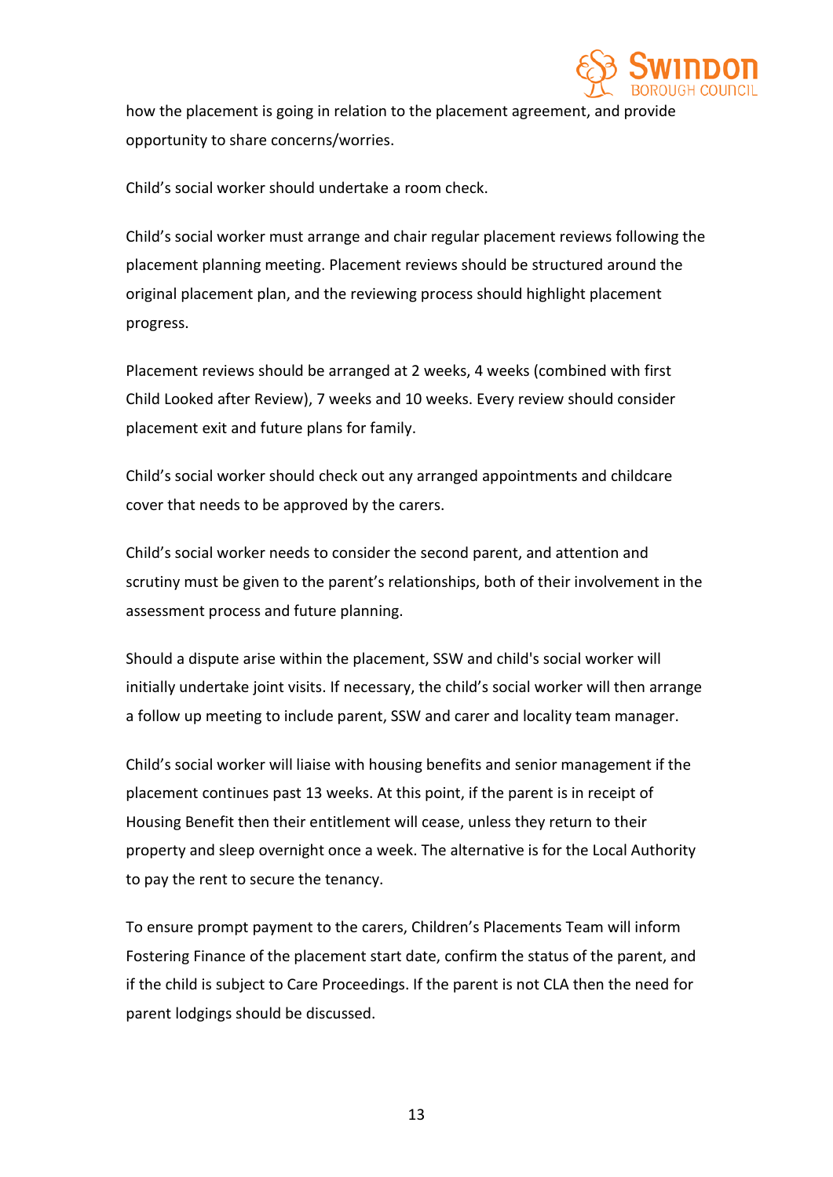how the placement is going in relation to the placement agreement, and provide opportunity to share concerns/worries.

Child's social worker should undertake a room check.

Child's social worker must arrange and chair regular placement reviews following the placement planning meeting. Placement reviews should be structured around the original placement plan, and the reviewing process should highlight placement progress.

Placement reviews should be arranged at 2 weeks, 4 weeks (combined with first Child Looked after Review), 7 weeks and 10 weeks. Every review should consider placement exit and future plans for family.

Child's social worker should check out any arranged appointments and childcare cover that needs to be approved by the carers.

Child's social worker needs to consider the second parent, and attention and scrutiny must be given to the parent's relationships, both of their involvement in the assessment process and future planning.

Should a dispute arise within the placement, SSW and child's social worker will initially undertake joint visits. If necessary, the child's social worker will then arrange a follow up meeting to include parent, SSW and carer and locality team manager.

Child's social worker will liaise with housing benefits and senior management if the placement continues past 13 weeks. At this point, if the parent is in receipt of Housing Benefit then their entitlement will cease, unless they return to their property and sleep overnight once a week. The alternative is for the Local Authority to pay the rent to secure the tenancy.

To ensure prompt payment to the carers, Children's Placements Team will inform Fostering Finance of the placement start date, confirm the status of the parent, and if the child is subject to Care Proceedings. If the parent is not CLA then the need for parent lodgings should be discussed.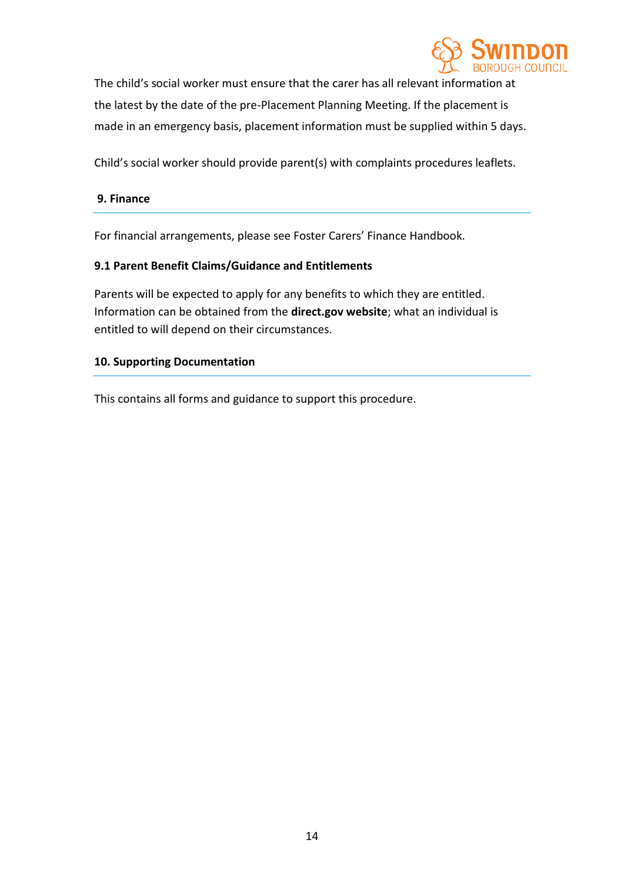The child's social worker must ensure that the carer has all relevant information at the latest by the date of the pre-Placement Planning Meeting. If the placement is made in an emergency basis, placement information must be supplied within 5 days.

Child's social worker should provide parent(s) with complaints procedures leaflets.

## 9. Finance

For financial arrangements, please see Foster Carers' Finance Handbook.

### 9.1 Parent Benefit Claims/Guidance and Entitlements

Parents will be expected to apply for any benefits to which they are entitled. Information can be obtained from the **direct.gov website**; what an individual is entitled to will depend on their circumstances.

## 10. Supporting Documentation

This contains all forms and guidance to support this procedure.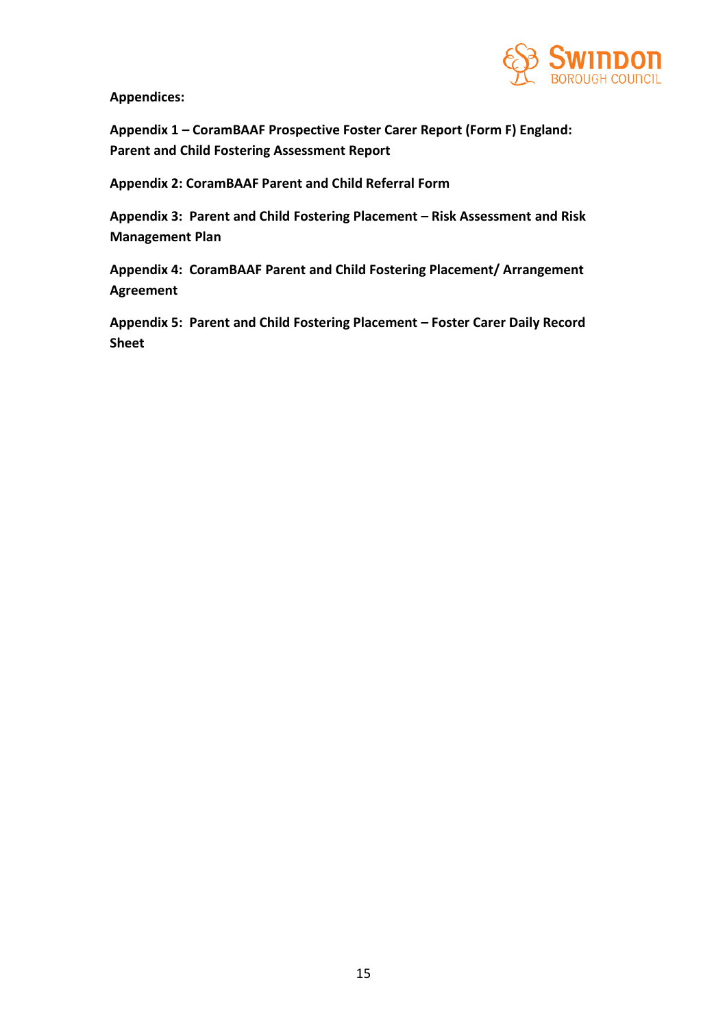**Appendices:**

**Appendix 1 – CoramBAAF Prospective Foster Carer Report (Form F) England: Parent and Child Fostering Assessment Report**

**Appendix 2: CoramBAAF Parent and Child Referral Form**

**Appendix 3: Parent and Child Fostering Placement – Risk Assessment and Risk Management Plan**

**Appendix 4: CoramBAAF Parent and Child Fostering Placement/ Arrangement Agreement**

**Appendix 5: Parent and Child Fostering Placement – Foster Carer Daily Record Sheet**